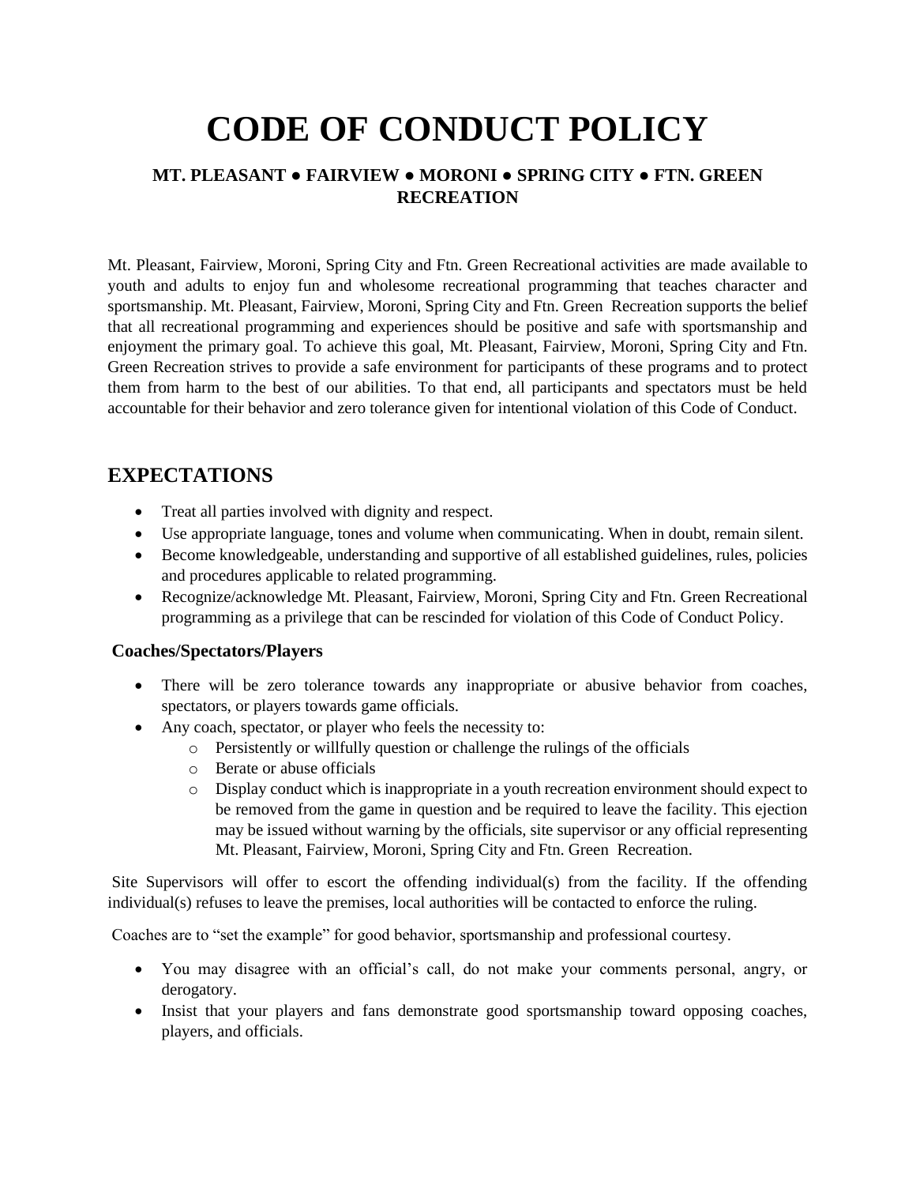# CODE OF CONDUCT POLICY

### MT. PLEASANT ● FAIRVIEW ● MORONI ● SPRING CITY ● FTN. GREEN RECREATION

Mt. Pleasant, Fairview, Moroni, Spring City and Ftn. Green Recreational activities are made available to youth and adults to enjoy fun and wholesome recreational programming that teaches character and sportsmanship. Mt. Pleasant, Fairview, Moroni, Spring City and Ftn. Green Recreation supports the belief that all recreational programming and experiences should be positive and safe with sportsmanship and enjoyment the primary goal. To achieve this goal, Mt. Pleasant, Fairview, Moroni, Spring City and Ftn. Green Recreation strives to provide a safe environment for participants of these programs and to protect them from harm to the best of our abilities. To that end, all participants and spectators must be held accountable for their behavior and zero tolerance given for intentional violation of this Code of Conduct.

## EXPECTATIONS

- Treat all parties involved with dignity and respect.
- Use appropriate language, tones and volume when communicating. When in doubt, remain silent.
- Become knowledgeable, understanding and supportive of all established guidelines, rules, policies and procedures applicable to related programming.
- Recognize/acknowledge Mt. Pleasant, Fairview, Moroni, Spring City and Ftn. Green Recreational programming as a privilege that can be rescinded for violation of this Code of Conduct Policy.

### Coaches/Spectators/Players

- There will be zero tolerance towards any inappropriate or abusive behavior from coaches, spectators, or players towards game officials.
- Any coach, spectator, or player who feels the necessity to:
  - Persistently or willfully question or challenge the rulings of the officials
  - Berate or abuse officials
  - Display conduct which is inappropriate in a youth recreation environment should expect to be removed from the game in question and be required to leave the facility. This ejection may be issued without warning by the officials, site supervisor or any official representing Mt. Pleasant, Fairview, Moroni, Spring City and Ftn. Green Recreation.

Site Supervisors will offer to escort the offending individual(s) from the facility. If the offending individual(s) refuses to leave the premises, local authorities will be contacted to enforce the ruling.

Coaches are to "set the example" for good behavior, sportsmanship and professional courtesy.

- You may disagree with an official's call, do not make your comments personal, angry, or derogatory.
- Insist that your players and fans demonstrate good sportsmanship toward opposing coaches, players, and officials.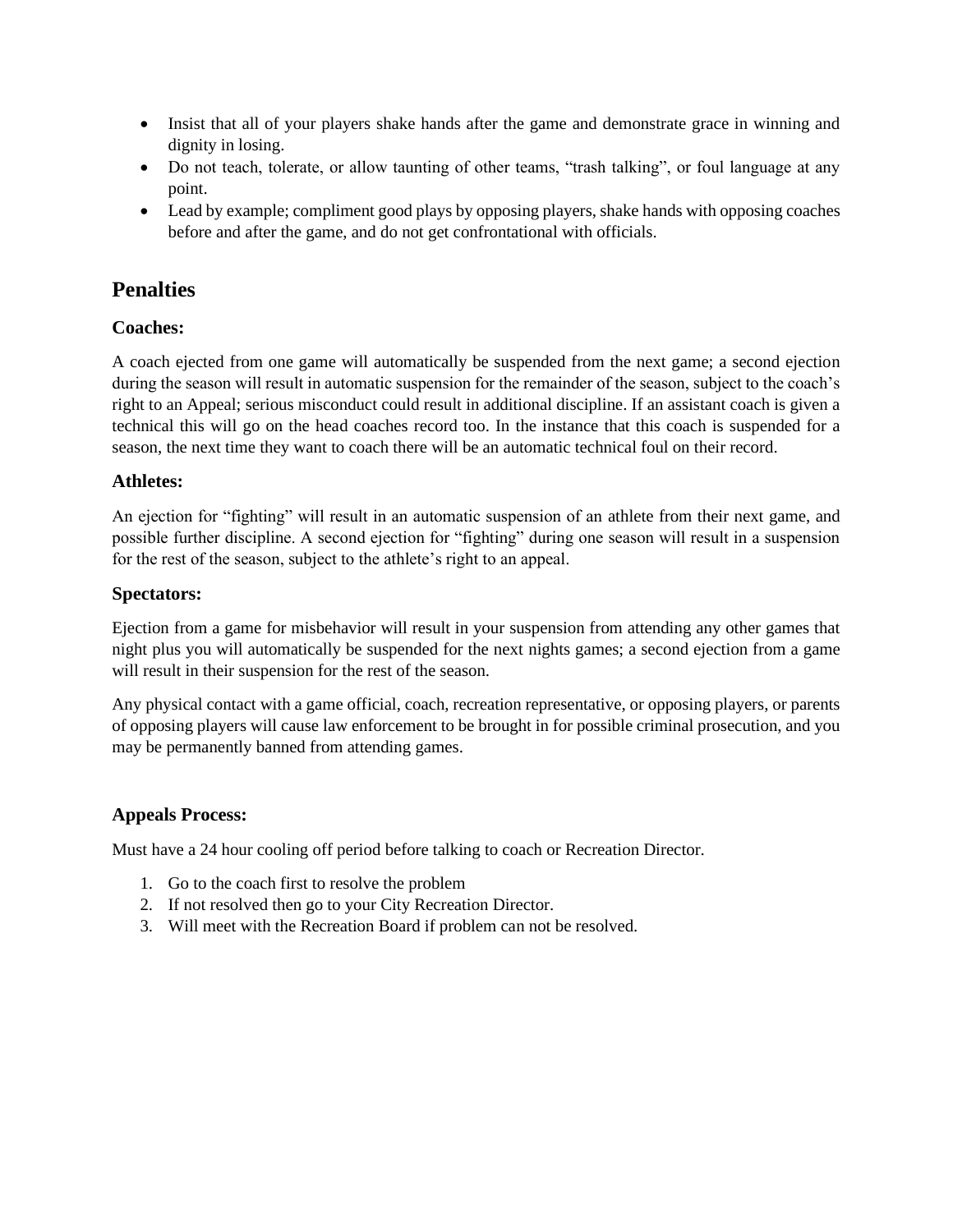- Insist that all of your players shake hands after the game and demonstrate grace in winning and dignity in losing.
- Do not teach, tolerate, or allow taunting of other teams, "trash talking", or foul language at any point.
- Lead by example; compliment good plays by opposing players, shake hands with opposing coaches before and after the game, and do not get confrontational with officials.

## Penalties

### Coaches:

A coach ejected from one game will automatically be suspended from the next game; a second ejection during the season will result in automatic suspension for the remainder of the season, subject to the coach's right to an Appeal; serious misconduct could result in additional discipline. If an assistant coach is given a technical this will go on the head coaches record too. In the instance that this coach is suspended for a season, the next time they want to coach there will be an automatic technical foul on their record.

### Athletes:

An ejection for "fighting" will result in an automatic suspension of an athlete from their next game, and possible further discipline. A second ejection for "fighting" during one season will result in a suspension for the rest of the season, subject to the athlete's right to an appeal.

### Spectators:

Ejection from a game for misbehavior will result in your suspension from attending any other games that night plus you will automatically be suspended for the next nights games; a second ejection from a game will result in their suspension for the rest of the season.

Any physical contact with a game official, coach, recreation representative, or opposing players, or parents of opposing players will cause law enforcement to be brought in for possible criminal prosecution, and you may be permanently banned from attending games.

### Appeals Process:

Must have a 24 hour cooling off period before talking to coach or Recreation Director.

1. Go to the coach first to resolve the problem
2. If not resolved then go to your City Recreation Director.
3. Will meet with the Recreation Board if problem can not be resolved.